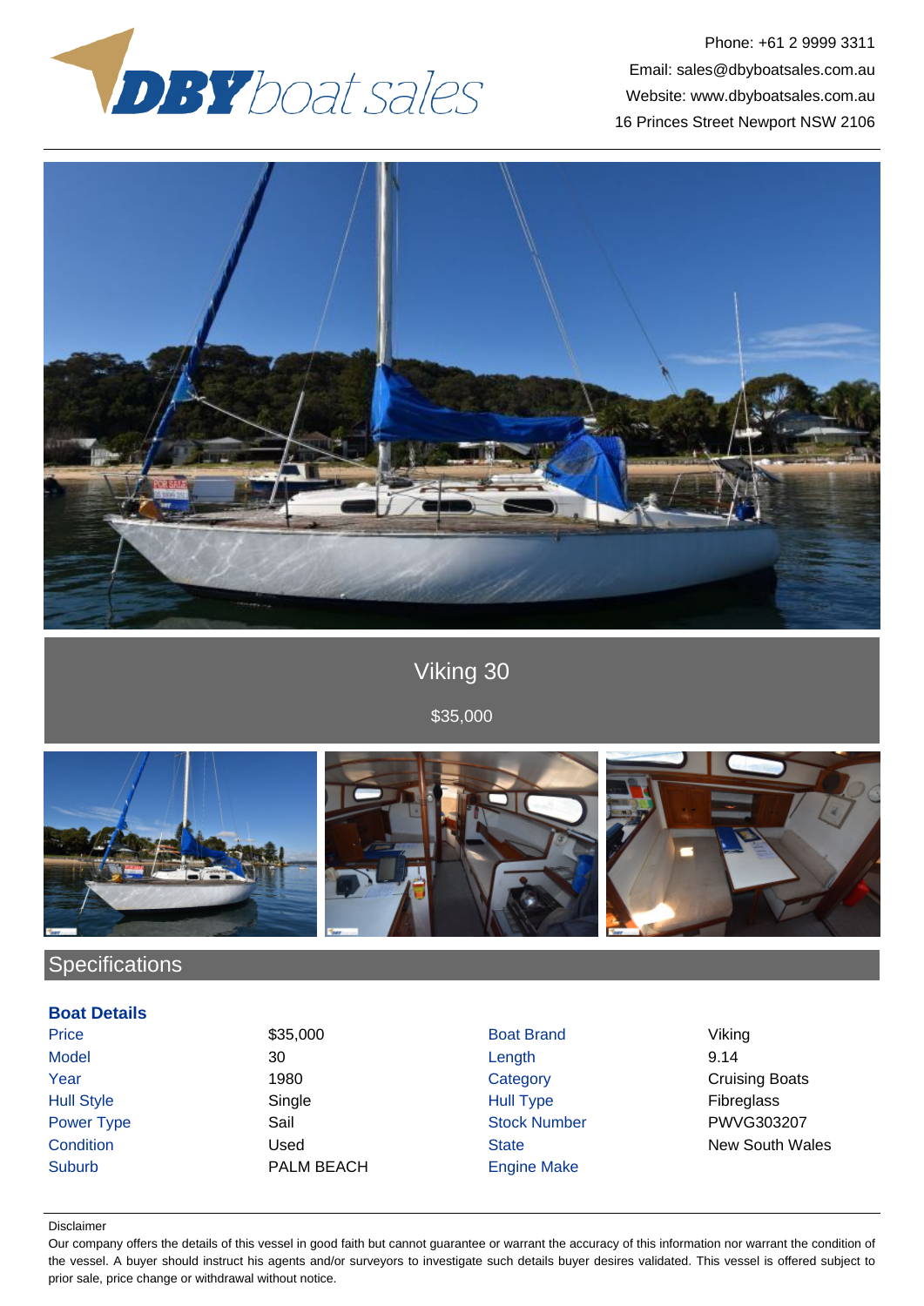Phone: +61 2 9999 3311
Email: sales@dbyboatsales.com.au
Website: www.dbyboatsales.com.au
16 Princes Street Newport NSW 2106

# Viking 30

$35,000

## Specifications

### Boat Details

| | | | |
|---|---|---|---|
| Price | $35,000 | Boat Brand | Viking |
| Model | 30 | Length | 9.14 |
| Year | 1980 | Category | Cruising Boats |
| Hull Style | Single | Hull Type | Fibreglass |
| Power Type | Sail | Stock Number | PWVG303207 |
| Condition | Used | State | New South Wales |
| Suburb | PALM BEACH | Engine Make | |

Disclaimer

Our company offers the details of this vessel in good faith but cannot guarantee or warrant the accuracy of this information nor warrant the condition of the vessel. A buyer should instruct his agents and/or surveyors to investigate such details buyer desires validated. This vessel is offered subject to prior sale, price change or withdrawal without notice.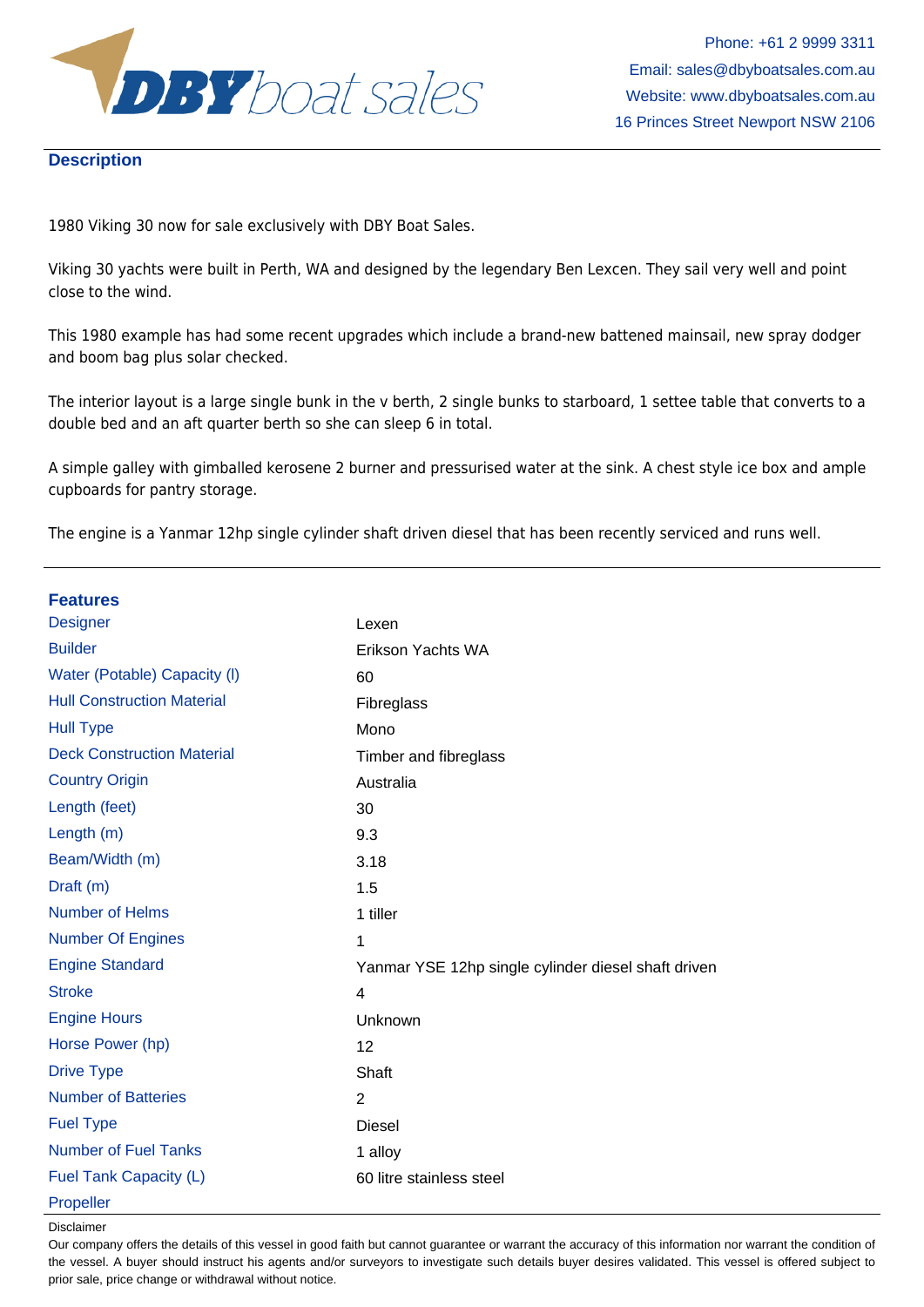## Description

1980 Viking 30 now for sale exclusively with DBY Boat Sales.

Viking 30 yachts were built in Perth, WA and designed by the legendary Ben Lexcen. They sail very well and point close to the wind.

This 1980 example has had some recent upgrades which include a brand-new battened mainsail, new spray dodger and boom bag plus solar checked.

The interior layout is a large single bunk in the v berth, 2 single bunks to starboard, 1 settee table that converts to a double bed and an aft quarter berth so she can sleep 6 in total.

A simple galley with gimballed kerosene 2 burner and pressurised water at the sink. A chest style ice box and ample cupboards for pantry storage.

The engine is a Yanmar 12hp single cylinder shaft driven diesel that has been recently serviced and runs well.

## Features

| | |
|---|---|
| Designer | Lexen |
| Builder | Erikson Yachts WA |
| Water (Potable) Capacity (l) | 60 |
| Hull Construction Material | Fibreglass |
| Hull Type | Mono |
| Deck Construction Material | Timber and fibreglass |
| Country Origin | Australia |
| Length (feet) | 30 |
| Length (m) | 9.3 |
| Beam/Width (m) | 3.18 |
| Draft (m) | 1.5 |
| Number of Helms | 1 tiller |
| Number Of Engines | 1 |
| Engine Standard | Yanmar YSE 12hp single cylinder diesel shaft driven |
| Stroke | 4 |
| Engine Hours | Unknown |
| Horse Power (hp) | 12 |
| Drive Type | Shaft |
| Number of Batteries | 2 |
| Fuel Type | Diesel |
| Number of Fuel Tanks | 1 alloy |
| Fuel Tank Capacity (L) | 60 litre stainless steel |
| Propeller | |

Disclaimer

Our company offers the details of this vessel in good faith but cannot guarantee or warrant the accuracy of this information nor warrant the condition of the vessel. A buyer should instruct his agents and/or surveyors to investigate such details buyer desires validated. This vessel is offered subject to prior sale, price change or withdrawal without notice.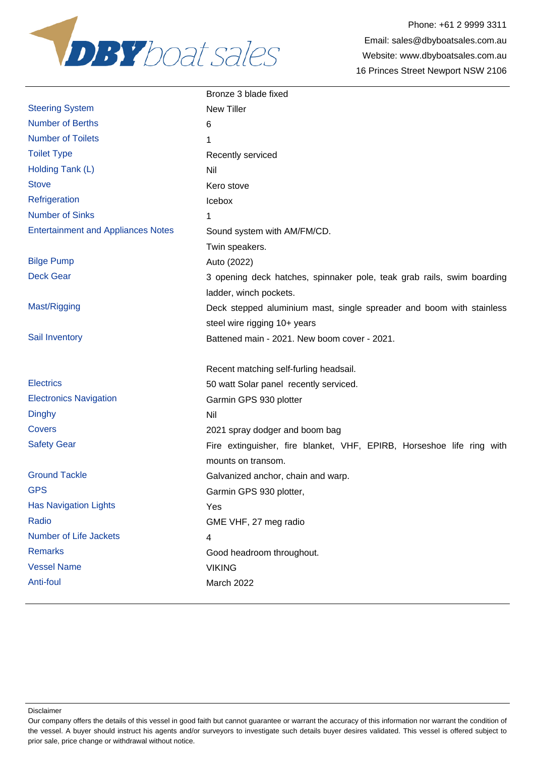| | |
|---|---|
| | Bronze 3 blade fixed |
| Steering System | New Tiller |
| Number of Berths | 6 |
| Number of Toilets | 1 |
| Toilet Type | Recently serviced |
| Holding Tank (L) | Nil |
| Stove | Kero stove |
| Refrigeration | Icebox |
| Number of Sinks | 1 |
| Entertainment and Appliances Notes | Sound system with AM/FM/CD.<br>Twin speakers. |
| Bilge Pump | Auto (2022) |
| Deck Gear | 3 opening deck hatches, spinnaker pole, teak grab rails, swim boarding ladder, winch pockets. |
| Mast/Rigging | Deck stepped aluminium mast, single spreader and boom with stainless steel wire rigging 10+ years |
| Sail Inventory | Battened main - 2021. New boom cover - 2021.<br><br>Recent matching self-furling headsail. |
| Electrics | 50 watt Solar panel recently serviced. |
| Electronics Navigation | Garmin GPS 930 plotter |
| Dinghy | Nil |
| Covers | 2021 spray dodger and boom bag |
| Safety Gear | Fire extinguisher, fire blanket, VHF, EPIRB, Horseshoe life ring with mounts on transom. |
| Ground Tackle | Galvanized anchor, chain and warp. |
| GPS | Garmin GPS 930 plotter, |
| Has Navigation Lights | Yes |
| Radio | GME VHF, 27 meg radio |
| Number of Life Jackets | 4 |
| Remarks | Good headroom throughout. |
| Vessel Name | VIKING |
| Anti-foul | March 2022 |

Disclaimer

Our company offers the details of this vessel in good faith but cannot guarantee or warrant the accuracy of this information nor warrant the condition of the vessel. A buyer should instruct his agents and/or surveyors to investigate such details buyer desires validated. This vessel is offered subject to prior sale, price change or withdrawal without notice.